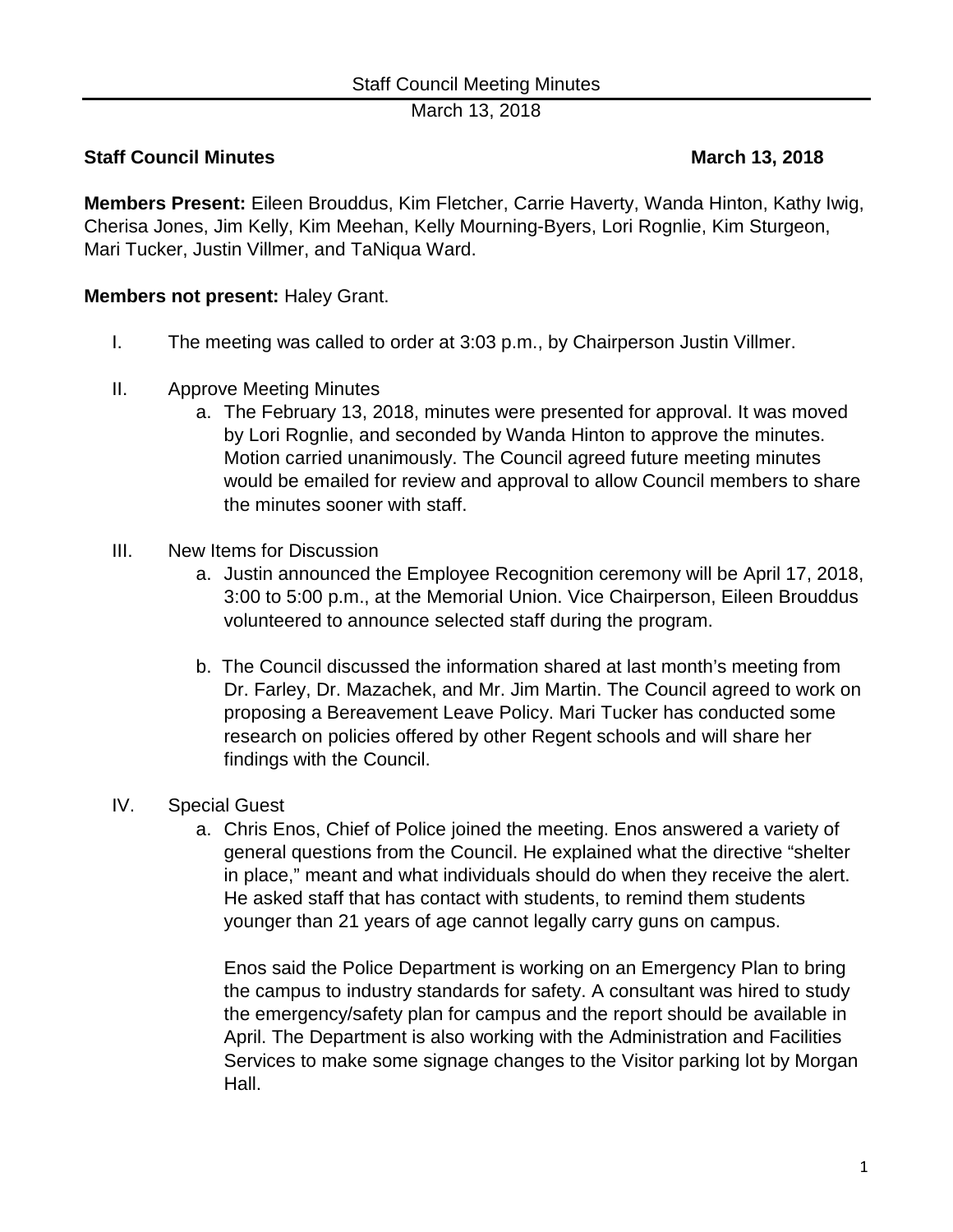Staff Council Meeting Minutes

March 13, 2018

**Staff Council Minutes** **March 13, 2018**

**Members Present:** Eileen Brouddus, Kim Fletcher, Carrie Haverty, Wanda Hinton, Kathy Iwig, Cherisa Jones, Jim Kelly, Kim Meehan, Kelly Mourning-Byers, Lori Rognlie, Kim Sturgeon, Mari Tucker, Justin Villmer, and TaNiqua Ward.

**Members not present:** Haley Grant.

I. The meeting was called to order at 3:03 p.m., by Chairperson Justin Villmer.

II. Approve Meeting Minutes
   a. The February 13, 2018, minutes were presented for approval. It was moved by Lori Rognlie, and seconded by Wanda Hinton to approve the minutes. Motion carried unanimously. The Council agreed future meeting minutes would be emailed for review and approval to allow Council members to share the minutes sooner with staff.

III. New Items for Discussion
   a. Justin announced the Employee Recognition ceremony will be April 17, 2018, 3:00 to 5:00 p.m., at the Memorial Union. Vice Chairperson, Eileen Brouddus volunteered to announce selected staff during the program.

   b. The Council discussed the information shared at last month's meeting from Dr. Farley, Dr. Mazachek, and Mr. Jim Martin. The Council agreed to work on proposing a Bereavement Leave Policy. Mari Tucker has conducted some research on policies offered by other Regent schools and will share her findings with the Council.

IV. Special Guest
   a. Chris Enos, Chief of Police joined the meeting. Enos answered a variety of general questions from the Council. He explained what the directive "shelter in place," meant and what individuals should do when they receive the alert. He asked staff that has contact with students, to remind them students younger than 21 years of age cannot legally carry guns on campus.

   Enos said the Police Department is working on an Emergency Plan to bring the campus to industry standards for safety. A consultant was hired to study the emergency/safety plan for campus and the report should be available in April. The Department is also working with the Administration and Facilities Services to make some signage changes to the Visitor parking lot by Morgan Hall.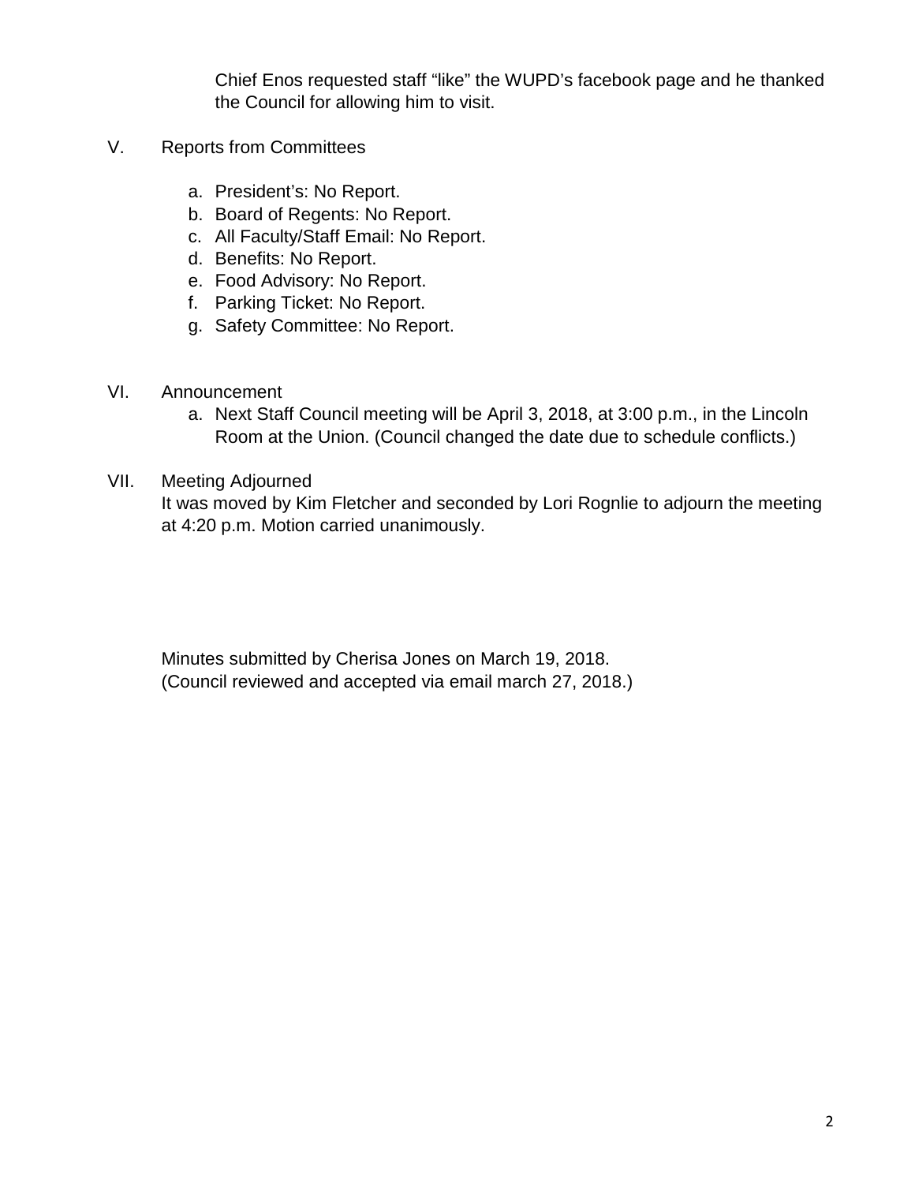Chief Enos requested staff "like" the WUPD's facebook page and he thanked the Council for allowing him to visit.

V. Reports from Committees

   a. President's: No Report.
   b. Board of Regents: No Report.
   c. All Faculty/Staff Email: No Report.
   d. Benefits: No Report.
   e. Food Advisory: No Report.
   f. Parking Ticket: No Report.
   g. Safety Committee: No Report.

VI. Announcement

   a. Next Staff Council meeting will be April 3, 2018, at 3:00 p.m., in the Lincoln Room at the Union. (Council changed the date due to schedule conflicts.)

VII. Meeting Adjourned

It was moved by Kim Fletcher and seconded by Lori Rognlie to adjourn the meeting at 4:20 p.m. Motion carried unanimously.

Minutes submitted by Cherisa Jones on March 19, 2018.
(Council reviewed and accepted via email march 27, 2018.)